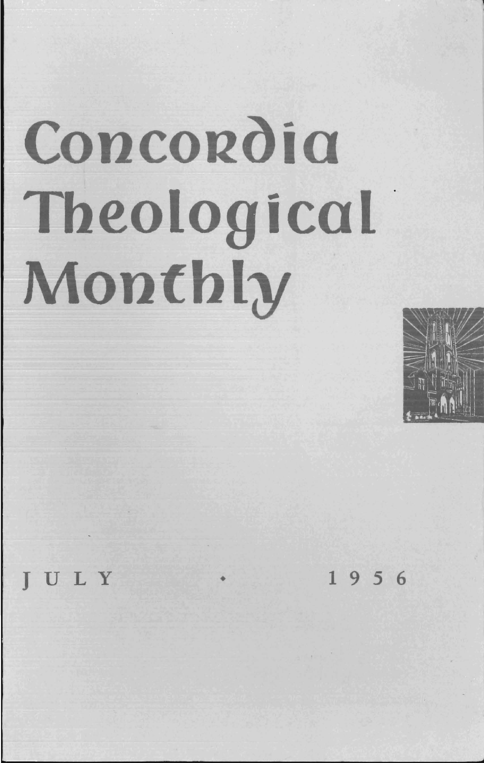# Concordia Theological Monthly

JULY • 1956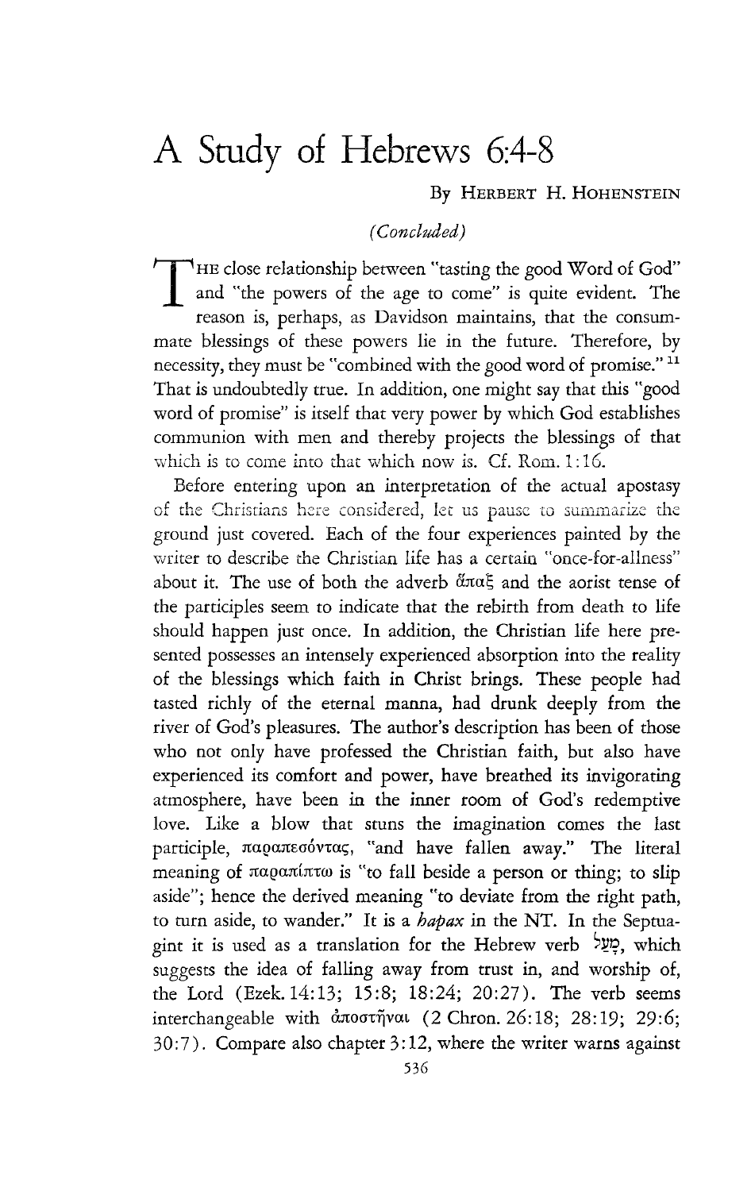# A Study of Hebrews 6:4-8

By Herbert H. Hohenstein

*(Concluded)*

The close relationship between "tasting the good Word of God" and "the powers of the age to come" is quite evident. The reason is, perhaps, as Davidson maintains, that the consummate blessings of these powers lie in the future. Therefore, by necessity, they must be "combined with the good word of promise." [11] That is undoubtedly true. In addition, one might say that this "good word of promise" is itself that very power by which God establishes communion with men and thereby projects the blessings of that which is to come into that which now is. Cf. Rom. 1:16.

Before entering upon an interpretation of the actual apostasy of the Christians here considered, let us pause to summarize the ground just covered. Each of the four experiences painted by the writer to describe the Christian life has a certain "once-for-allness" about it. The use of both the adverb ἅπαξ and the aorist tense of the participles seem to indicate that the rebirth from death to life should happen just once. In addition, the Christian life here presented possesses an intensely experienced absorption into the reality of the blessings which faith in Christ brings. These people had tasted richly of the eternal manna, had drunk deeply from the river of God's pleasures. The author's description has been of those who not only have professed the Christian faith, but also have experienced its comfort and power, have breathed its invigorating atmosphere, have been in the inner room of God's redemptive love. Like a blow that stuns the imagination comes the last participle, παραπεσόντας, "and have fallen away." The literal meaning of παραπίπτω is "to fall beside a person or thing; to slip aside"; hence the derived meaning "to deviate from the right path, to turn aside, to wander." It is a *hapax* in the NT. In the Septuagint it is used as a translation for the Hebrew verb מָעַל, which suggests the idea of falling away from trust in, and worship of, the Lord (Ezek. 14:13; 15:8; 18:24; 20:27). The verb seems interchangeable with ἀποστῆναι (2 Chron. 26:18; 28:19; 29:6; 30:7). Compare also chapter 3:12, where the writer warns against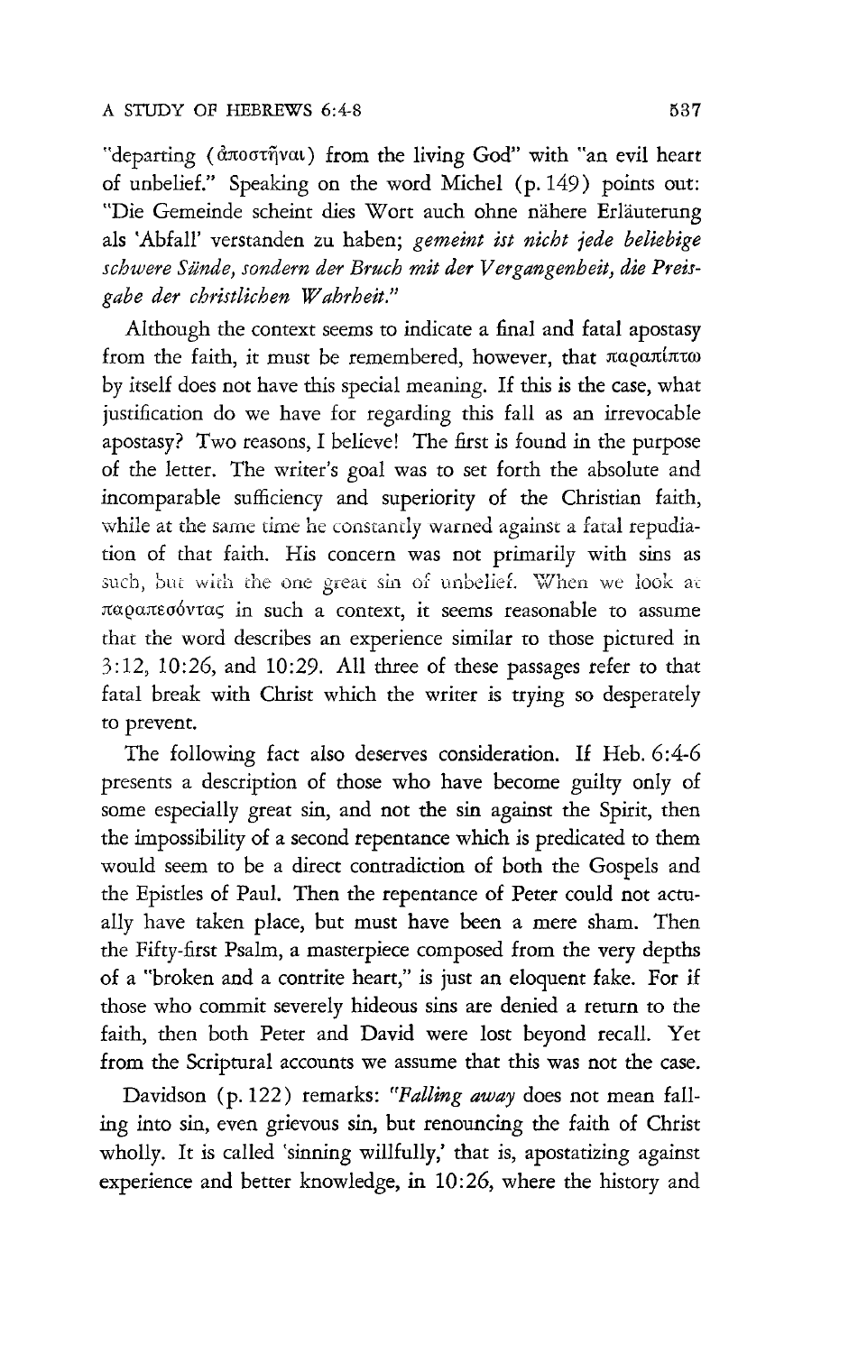"departing (ἀποστῆναι) from the living God" with "an evil heart of unbelief." Speaking on the word Michel (p. 149) points out: "Die Gemeinde scheint dies Wort auch ohne nähere Erläuterung als 'Abfall' verstanden zu haben; *gemeint ist nicht jede beliebige schwere Sünde, sondern der Bruch mit der Vergangenheit, die Preisgabe der christlichen Wahrheit."*

Although the context seems to indicate a final and fatal apostasy from the faith, it must be remembered, however, that παραπίπτω by itself does not have this special meaning. If this is the case, what justification do we have for regarding this fall as an irrevocable apostasy? Two reasons, I believe! The first is found in the purpose of the letter. The writer's goal was to set forth the absolute and incomparable sufficiency and superiority of the Christian faith, while at the same time he constantly warned against a fatal repudiation of that faith. His concern was not primarily with sins as such, but with the one great sin of unbelief. When we look at παραπεσόντας in such a context, it seems reasonable to assume that the word describes an experience similar to those pictured in 3:12, 10:26, and 10:29. All three of these passages refer to that fatal break with Christ which the writer is trying so desperately to prevent.

The following fact also deserves consideration. If Heb. 6:4-6 presents a description of those who have become guilty only of some especially great sin, and not the sin against the Spirit, then the impossibility of a second repentance which is predicated to them would seem to be a direct contradiction of both the Gospels and the Epistles of Paul. Then the repentance of Peter could not actually have taken place, but must have been a mere sham. Then the Fifty-first Psalm, a masterpiece composed from the very depths of a "broken and a contrite heart," is just an eloquent fake. For if those who commit severely hideous sins are denied a return to the faith, then both Peter and David were lost beyond recall. Yet from the Scriptural accounts we assume that this was not the case.

Davidson (p. 122) remarks: *"Falling away* does not mean falling into sin, even grievous sin, but renouncing the faith of Christ wholly. It is called 'sinning willfully,' that is, apostatizing against experience and better knowledge, in 10:26, where the history and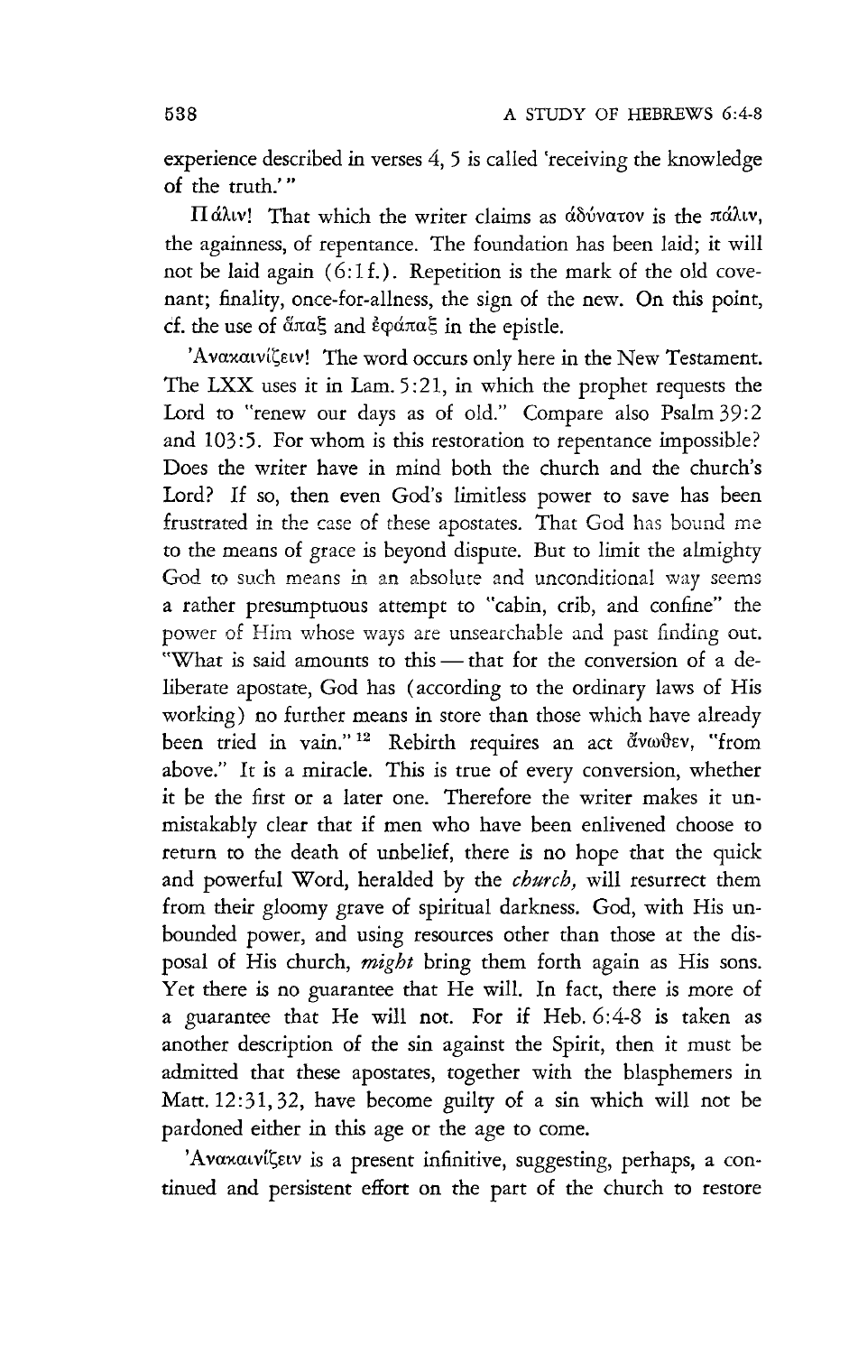experience described in verses 4, 5 is called 'receiving the knowledge of the truth.'"

Πάλιν! That which the writer claims as ἀδύνατον is the πάλιν, the againness, of repentance. The foundation has been laid; it will not be laid again (6:1f.). Repetition is the mark of the old covenant; finality, once-for-allness, the sign of the new. On this point, cf. the use of ἅπαξ and ἐφάπαξ in the epistle.

Ἀνακαινίζειν! The word occurs only here in the New Testament. The LXX uses it in Lam. 5:21, in which the prophet requests the Lord to "renew our days as of old." Compare also Psalm 39:2 and 103:5. For whom is this restoration to repentance impossible? Does the writer have in mind both the church and the church's Lord? If so, then even God's limitless power to save has been frustrated in the case of these apostates. That God has bound me to the means of grace is beyond dispute. But to limit the almighty God to such means in an absolute and unconditional way seems a rather presumptuous attempt to "cabin, crib, and confine" the power of Him whose ways are unsearchable and past finding out. "What is said amounts to this — that for the conversion of a deliberate apostate, God has (according to the ordinary laws of His working) no further means in store than those which have already been tried in vain."[12] Rebirth requires an act ἄνωθεν, "from above." It is a miracle. This is true of every conversion, whether it be the first or a later one. Therefore the writer makes it unmistakably clear that if men who have been enlivened choose to return to the death of unbelief, there is no hope that the quick and powerful Word, heralded by the *church,* will resurrect them from their gloomy grave of spiritual darkness. God, with His unbounded power, and using resources other than those at the disposal of His church, *might* bring them forth again as His sons. Yet there is no guarantee that He will. In fact, there is more of a guarantee that He will not. For if Heb. 6:4-8 is taken as another description of the sin against the Spirit, then it must be admitted that these apostates, together with the blasphemers in Matt. 12:31, 32, have become guilty of a sin which will not be pardoned either in this age or the age to come.

Ἀνακαινίζειν is a present infinitive, suggesting, perhaps, a continued and persistent effort on the part of the church to restore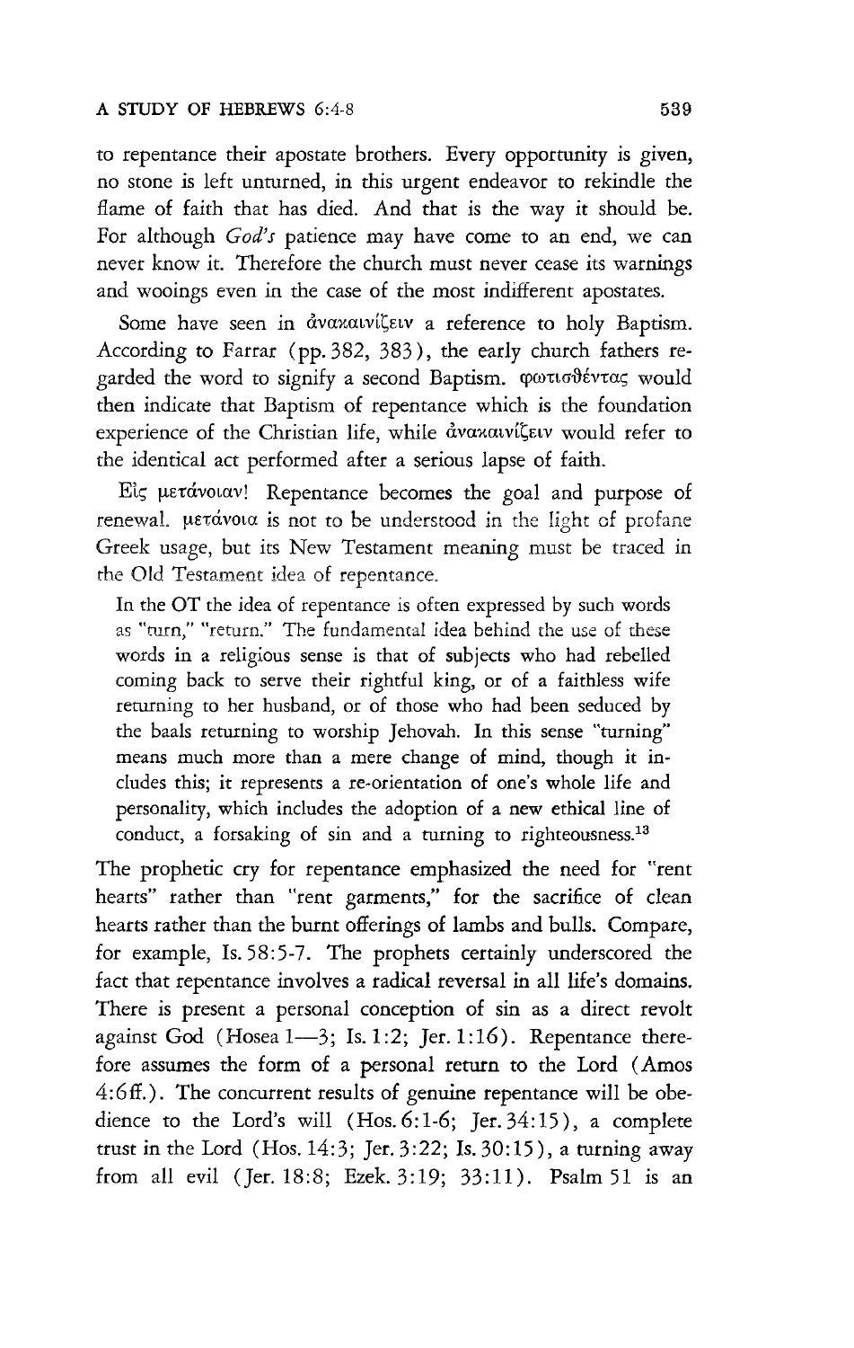to repentance their apostate brothers. Every opportunity is given, no stone is left unturned, in this urgent endeavor to rekindle the flame of faith that has died. And that is the way it should be. For although *God's* patience may have come to an end, we can never know it. Therefore the church must never cease its warnings and wooings even in the case of the most indifferent apostates.

Some have seen in ἀνακαινίζειν a reference to holy Baptism. According to Farrar (pp. 382, 383), the early church fathers regarded the word to signify a second Baptism. φωτισθέντας would then indicate that Baptism of repentance which is the foundation experience of the Christian life, while ἀνακαινίζειν would refer to the identical act performed after a serious lapse of faith.

Εἰς μετάνοιαν! Repentance becomes the goal and purpose of renewal. μετάνοια is not to be understood in the light of profane Greek usage, but its New Testament meaning must be traced in the Old Testament idea of repentance.

> In the OT the idea of repentance is often expressed by such words as "turn," "return." The fundamental idea behind the use of these words in a religious sense is that of subjects who had rebelled coming back to serve their rightful king, or of a faithless wife returning to her husband, or of those who had been seduced by the baals returning to worship Jehovah. In this sense "turning" means much more than a mere change of mind, though it includes this; it represents a re-orientation of one's whole life and personality, which includes the adoption of a new ethical line of conduct, a forsaking of sin and a turning to righteousness.[13]

The prophetic cry for repentance emphasized the need for "rent hearts" rather than "rent garments," for the sacrifice of clean hearts rather than the burnt offerings of lambs and bulls. Compare, for example, Is. 58:5-7. The prophets certainly underscored the fact that repentance involves a radical reversal in all life's domains. There is present a personal conception of sin as a direct revolt against God (Hosea 1—3; Is. 1:2; Jer. 1:16). Repentance therefore assumes the form of a personal return to the Lord (Amos 4:6ff.). The concurrent results of genuine repentance will be obedience to the Lord's will (Hos. 6:1-6; Jer. 34:15), a complete trust in the Lord (Hos. 14:3; Jer. 3:22; Is. 30:15), a turning away from all evil (Jer. 18:8; Ezek. 3:19; 33:11). Psalm 51 is an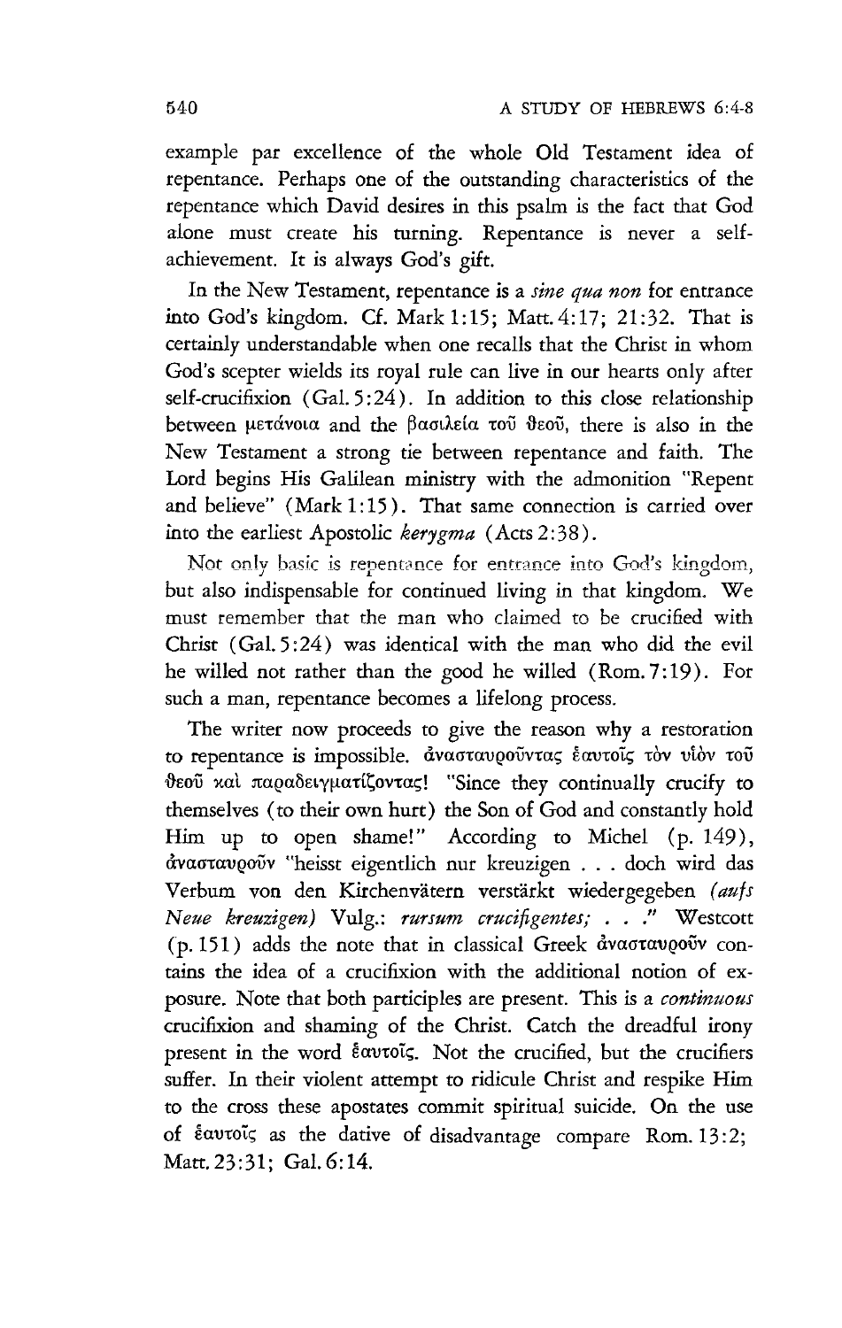example par excellence of the whole Old Testament idea of repentance. Perhaps one of the outstanding characteristics of the repentance which David desires in this psalm is the fact that God alone must create his turning. Repentance is never a self-achievement. It is always God's gift.

In the New Testament, repentance is a *sine qua non* for entrance into God's kingdom. Cf. Mark 1:15; Matt. 4:17; 21:32. That is certainly understandable when one recalls that the Christ in whom God's scepter wields its royal rule can live in our hearts only after self-crucifixion (Gal. 5:24). In addition to this close relationship between μετάνοια and the βασιλεία τοῦ θεοῦ, there is also in the New Testament a strong tie between repentance and faith. The Lord begins His Galilean ministry with the admonition "Repent and believe" (Mark 1:15). That same connection is carried over into the earliest Apostolic *kerygma* (Acts 2:38).

Not only basic is repentance for entrance into God's kingdom, but also indispensable for continued living in that kingdom. We must remember that the man who claimed to be crucified with Christ (Gal. 5:24) was identical with the man who did the evil he willed not rather than the good he willed (Rom. 7:19). For such a man, repentance becomes a lifelong process.

The writer now proceeds to give the reason why a restoration to repentance is impossible. ἀνασταυροῦντας ἑαυτοῖς τὸν υἱὸν τοῦ θεοῦ καὶ παραδειγματίζοντας! "Since they continually crucify to themselves (to their own hurt) the Son of God and constantly hold Him up to open shame!" According to Michel (p. 149), ἀνασταυροῦν "heisst eigentlich nur kreuzigen . . . doch wird das Verbum von den Kirchenvätern verstärkt wiedergegeben *(aufs Neue kreuzigen)* Vulg.: *rursum crucifigentes; . . .*" Westcott (p. 151) adds the note that in classical Greek ἀνασταυροῦν contains the idea of a crucifixion with the additional notion of exposure. Note that both participles are present. This is a *continuous* crucifixion and shaming of the Christ. Catch the dreadful irony present in the word ἑαυτοῖς. Not the crucified, but the crucifiers suffer. In their violent attempt to ridicule Christ and respike Him to the cross these apostates commit spiritual suicide. On the use of ἑαυτοῖς as the dative of disadvantage compare Rom. 13:2; Matt. 23:31; Gal. 6:14.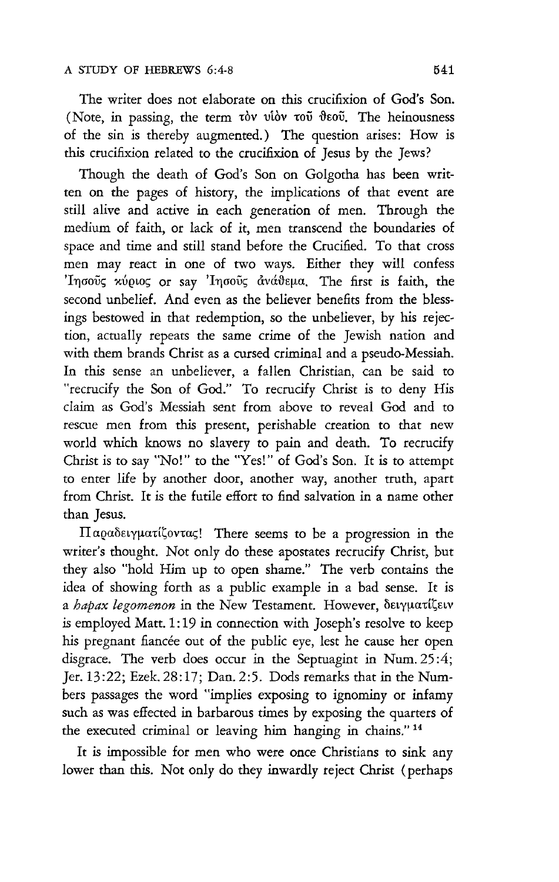The writer does not elaborate on this crucifixion of God's Son. (Note, in passing, the term τὸν υἱὸν τοῦ θεοῦ. The heinousness of the sin is thereby augmented.) The question arises: How is this crucifixion related to the crucifixion of Jesus by the Jews?

Though the death of God's Son on Golgotha has been written on the pages of history, the implications of that event are still alive and active in each generation of men. Through the medium of faith, or lack of it, men transcend the boundaries of space and time and still stand before the Crucified. To that cross men may react in one of two ways. Either they will confess Ἰησοῦς κύριος or say Ἰησοῦς ἀνάθεμα. The first is faith, the second unbelief. And even as the believer benefits from the blessings bestowed in that redemption, so the unbeliever, by his rejection, actually repeats the same crime of the Jewish nation and with them brands Christ as a cursed criminal and a pseudo-Messiah. In this sense an unbeliever, a fallen Christian, can be said to "recrucify the Son of God." To recrucify Christ is to deny His claim as God's Messiah sent from above to reveal God and to rescue men from this present, perishable creation to that new world which knows no slavery to pain and death. To recrucify Christ is to say "No!" to the "Yes!" of God's Son. It is to attempt to enter life by another door, another way, another truth, apart from Christ. It is the futile effort to find salvation in a name other than Jesus.

Παραδειγματίζοντας! There seems to be a progression in the writer's thought. Not only do these apostates recrucify Christ, but they also "hold Him up to open shame." The verb contains the idea of showing forth as a public example in a bad sense. It is a *hapax legomenon* in the New Testament. However, δειγματίζειν is employed Matt. 1:19 in connection with Joseph's resolve to keep his pregnant fiancée out of the public eye, lest he cause her open disgrace. The verb does occur in the Septuagint in Num. 25:4; Jer. 13:22; Ezek. 28:17; Dan. 2:5. Dods remarks that in the Numbers passages the word "implies exposing to ignominy or infamy such as was effected in barbarous times by exposing the quarters of the executed criminal or leaving him hanging in chains." [14]

It is impossible for men who were once Christians to sink any lower than this. Not only do they inwardly reject Christ (perhaps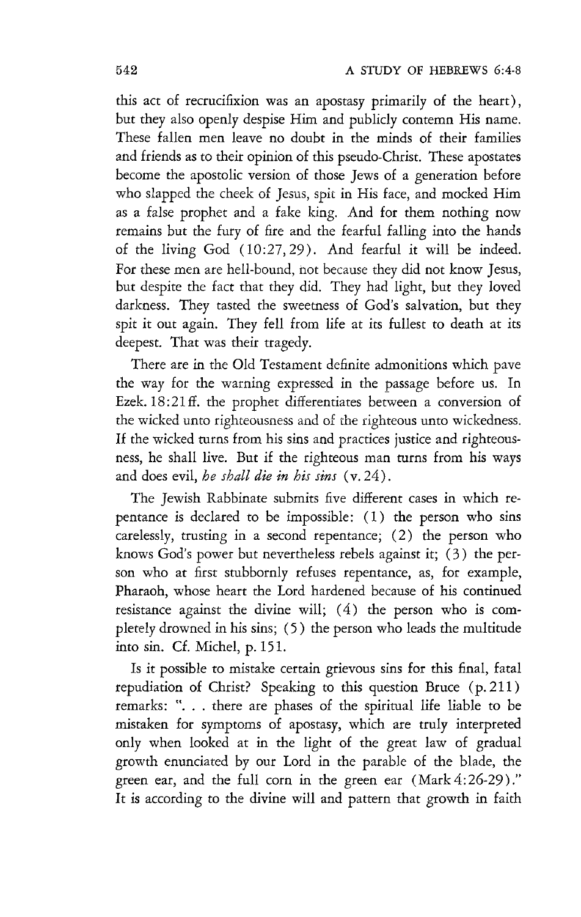this act of recrucifixion was an apostasy primarily of the heart), but they also openly despise Him and publicly contemn His name. These fallen men leave no doubt in the minds of their families and friends as to their opinion of this pseudo-Christ. These apostates become the apostolic version of those Jews of a generation before who slapped the cheek of Jesus, spit in His face, and mocked Him as a false prophet and a fake king. And for them nothing now remains but the fury of fire and the fearful falling into the hands of the living God (10:27, 29). And fearful it will be indeed. For these men are hell-bound, not because they did not know Jesus, but despite the fact that they did. They had light, but they loved darkness. They tasted the sweetness of God's salvation, but they spit it out again. They fell from life at its fullest to death at its deepest. That was their tragedy.

There are in the Old Testament definite admonitions which pave the way for the warning expressed in the passage before us. In Ezek. 18:21ff. the prophet differentiates between a conversion of the wicked unto righteousness and of the righteous unto wickedness. If the wicked turns from his sins and practices justice and righteousness, he shall live. But if the righteous man turns from his ways and does evil, *he shall die in his sins* (v. 24).

The Jewish Rabbinate submits five different cases in which repentance is declared to be impossible: (1) the person who sins carelessly, trusting in a second repentance; (2) the person who knows God's power but nevertheless rebels against it; (3) the person who at first stubbornly refuses repentance, as, for example, Pharaoh, whose heart the Lord hardened because of his continued resistance against the divine will; (4) the person who is completely drowned in his sins; (5) the person who leads the multitude into sin. Cf. Michel, p. 151.

Is it possible to mistake certain grievous sins for this final, fatal repudiation of Christ? Speaking to this question Bruce (p. 211) remarks: ". . . there are phases of the spiritual life liable to be mistaken for symptoms of apostasy, which are truly interpreted only when looked at in the light of the great law of gradual growth enunciated by our Lord in the parable of the blade, the green ear, and the full corn in the green ear (Mark 4:26-29)." It is according to the divine will and pattern that growth in faith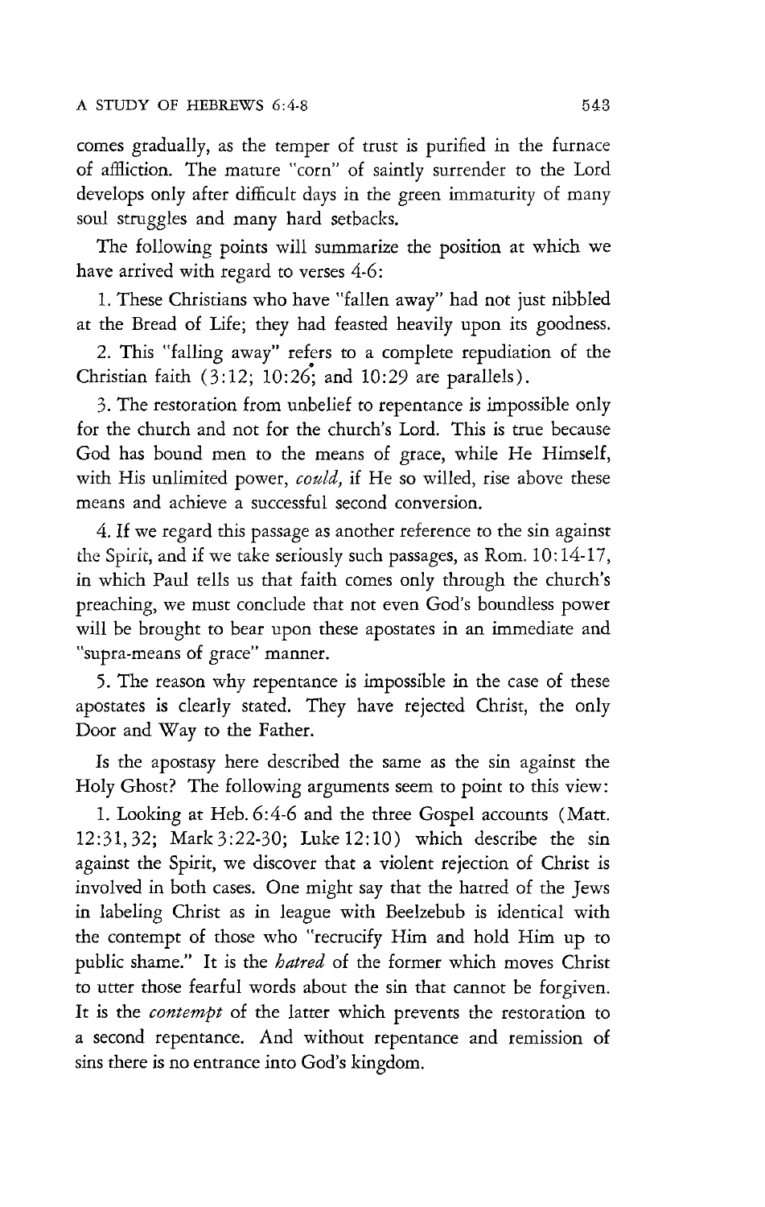comes gradually, as the temper of trust is purified in the furnace of affliction. The mature "corn" of saintly surrender to the Lord develops only after difficult days in the green immaturity of many soul struggles and many hard setbacks.

The following points will summarize the position at which we have arrived with regard to verses 4-6:

1. These Christians who have "fallen away" had not just nibbled at the Bread of Life; they had feasted heavily upon its goodness.

2. This "falling away" refers to a complete repudiation of the Christian faith (3:12; 10:26; and 10:29 are parallels).

3. The restoration from unbelief to repentance is impossible only for the church and not for the church's Lord. This is true because God has bound men to the means of grace, while He Himself, with His unlimited power, *could,* if He so willed, rise above these means and achieve a successful second conversion.

4. If we regard this passage as another reference to the sin against the Spirit, and if we take seriously such passages, as Rom. 10:14-17, in which Paul tells us that faith comes only through the church's preaching, we must conclude that not even God's boundless power will be brought to bear upon these apostates in an immediate and "supra-means of grace" manner.

5. The reason why repentance is impossible in the case of these apostates is clearly stated. They have rejected Christ, the only Door and Way to the Father.

Is the apostasy here described the same as the sin against the Holy Ghost? The following arguments seem to point to this view:

1. Looking at Heb. 6:4-6 and the three Gospel accounts (Matt. 12:31, 32; Mark 3:22-30; Luke 12:10) which describe the sin against the Spirit, we discover that a violent rejection of Christ is involved in both cases. One might say that the hatred of the Jews in labeling Christ as in league with Beelzebub is identical with the contempt of those who "recrucify Him and hold Him up to public shame." It is the *hatred* of the former which moves Christ to utter those fearful words about the sin that cannot be forgiven. It is the *contempt* of the latter which prevents the restoration to a second repentance. And without repentance and remission of sins there is no entrance into God's kingdom.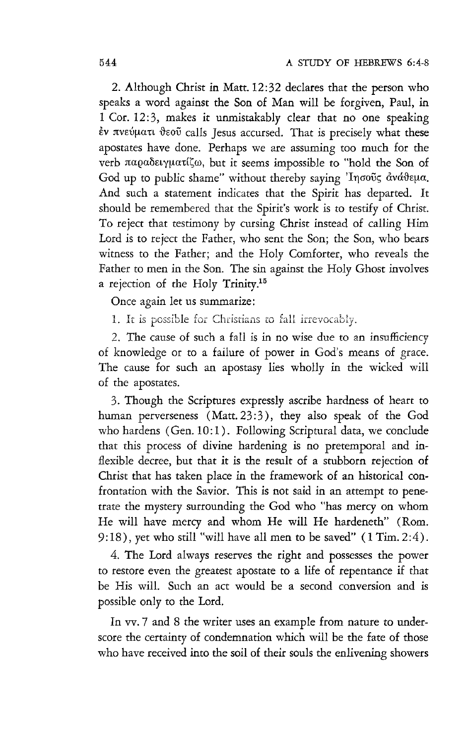2. Although Christ in Matt. 12:32 declares that the person who speaks a word against the Son of Man will be forgiven, Paul, in 1 Cor. 12:3, makes it unmistakably clear that no one speaking ἐν πνεύματι θεοῦ calls Jesus accursed. That is precisely what these apostates have done. Perhaps we are assuming too much for the verb παραδειγματίζω, but it seems impossible to "hold the Son of God up to public shame" without thereby saying Ἰησοῦς ἀνάθεμα. And such a statement indicates that the Spirit has departed. It should be remembered that the Spirit's work is to testify of Christ. To reject that testimony by cursing Christ instead of calling Him Lord is to reject the Father, who sent the Son; the Son, who bears witness to the Father; and the Holy Comforter, who reveals the Father to men in the Son. The sin against the Holy Ghost involves a rejection of the Holy Trinity.[15]

Once again let us summarize:

1. It is possible for Christians to fall irrevocably.

2. The cause of such a fall is in no wise due to an insufficiency of knowledge or to a failure of power in God's means of grace. The cause for such an apostasy lies wholly in the wicked will of the apostates.

3. Though the Scriptures expressly ascribe hardness of heart to human perverseness (Matt. 23:3), they also speak of the God who hardens (Gen. 10:1). Following Scriptural data, we conclude that this process of divine hardening is no pretemporal and inflexible decree, but that it is the result of a stubborn rejection of Christ that has taken place in the framework of an historical confrontation with the Savior. This is not said in an attempt to penetrate the mystery surrounding the God who "has mercy on whom He will have mercy and whom He will He hardeneth" (Rom. 9:18), yet who still "will have all men to be saved" (1 Tim. 2:4).

4. The Lord always reserves the right and possesses the power to restore even the greatest apostate to a life of repentance if that be His will. Such an act would be a second conversion and is possible only to the Lord.

In vv. 7 and 8 the writer uses an example from nature to underscore the certainty of condemnation which will be the fate of those who have received into the soil of their souls the enlivening showers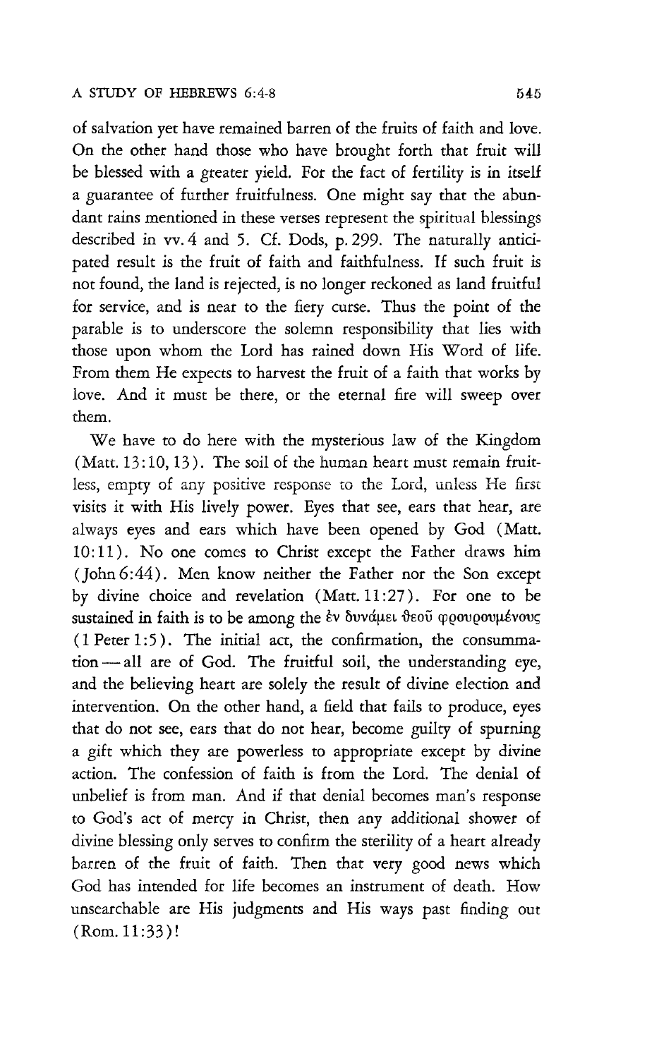of salvation yet have remained barren of the fruits of faith and love. On the other hand those who have brought forth that fruit will be blessed with a greater yield. For the fact of fertility is in itself a guarantee of further fruitfulness. One might say that the abundant rains mentioned in these verses represent the spiritual blessings described in vv. 4 and 5. Cf. Dods, p. 299. The naturally anticipated result is the fruit of faith and faithfulness. If such fruit is not found, the land is rejected, is no longer reckoned as land fruitful for service, and is near to the fiery curse. Thus the point of the parable is to underscore the solemn responsibility that lies with those upon whom the Lord has rained down His Word of life. From them He expects to harvest the fruit of a faith that works by love. And it must be there, or the eternal fire will sweep over them.

We have to do here with the mysterious law of the Kingdom (Matt. 13:10, 13). The soil of the human heart must remain fruitless, empty of any positive response to the Lord, unless He first visits it with His lively power. Eyes that see, ears that hear, are always eyes and ears which have been opened by God (Matt. 10:11). No one comes to Christ except the Father draws him (John 6:44). Men know neither the Father nor the Son except by divine choice and revelation (Matt. 11:27). For one to be sustained in faith is to be among the ἐν δυνάμει θεοῦ φρουρουμένους (1 Peter 1:5). The initial act, the confirmation, the consummation — all are of God. The fruitful soil, the understanding eye, and the believing heart are solely the result of divine election and intervention. On the other hand, a field that fails to produce, eyes that do not see, ears that do not hear, become guilty of spurning a gift which they are powerless to appropriate except by divine action. The confession of faith is from the Lord. The denial of unbelief is from man. And if that denial becomes man's response to God's act of mercy in Christ, then any additional shower of divine blessing only serves to confirm the sterility of a heart already barren of the fruit of faith. Then that very good news which God has intended for life becomes an instrument of death. How unsearchable are His judgments and His ways past finding out (Rom. 11:33)!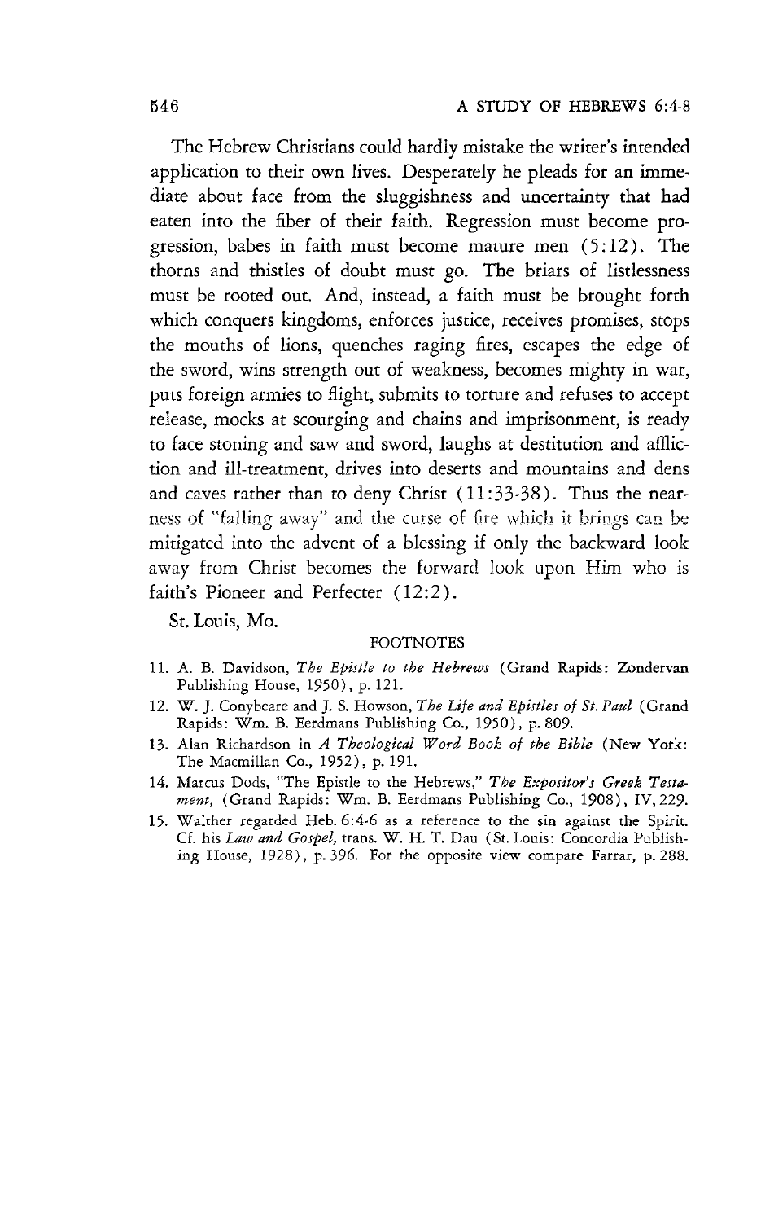The Hebrew Christians could hardly mistake the writer's intended application to their own lives. Desperately he pleads for an immediate about face from the sluggishness and uncertainty that had eaten into the fiber of their faith. Regression must become progression, babes in faith must become mature men (5:12). The thorns and thistles of doubt must go. The briars of listlessness must be rooted out. And, instead, a faith must be brought forth which conquers kingdoms, enforces justice, receives promises, stops the mouths of lions, quenches raging fires, escapes the edge of the sword, wins strength out of weakness, becomes mighty in war, puts foreign armies to flight, submits to torture and refuses to accept release, mocks at scourging and chains and imprisonment, is ready to face stoning and saw and sword, laughs at destitution and affliction and ill-treatment, drives into deserts and mountains and dens and caves rather than to deny Christ (11:33-38). Thus the nearness of "falling away" and the curse of fire which it brings can be mitigated into the advent of a blessing if only the backward look away from Christ becomes the forward look upon Him who is faith's Pioneer and Perfecter (12:2).

St. Louis, Mo.

FOOTNOTES

11. A. B. Davidson, *The Epistle to the Hebrews* (Grand Rapids: Zondervan Publishing House, 1950), p. 121.
12. W. J. Conybeare and J. S. Howson, *The Life and Epistles of St. Paul* (Grand Rapids: Wm. B. Eerdmans Publishing Co., 1950), p. 809.
13. Alan Richardson in *A Theological Word Book of the Bible* (New York: The Macmillan Co., 1952), p. 191.
14. Marcus Dods, "The Epistle to the Hebrews," *The Expositor's Greek Testament,* (Grand Rapids: Wm. B. Eerdmans Publishing Co., 1908), IV, 229.
15. Walther regarded Heb. 6:4-6 as a reference to the sin against the Spirit. Cf. his *Law and Gospel,* trans. W. H. T. Dau (St. Louis: Concordia Publishing House, 1928), p. 396. For the opposite view compare Farrar, p. 288.